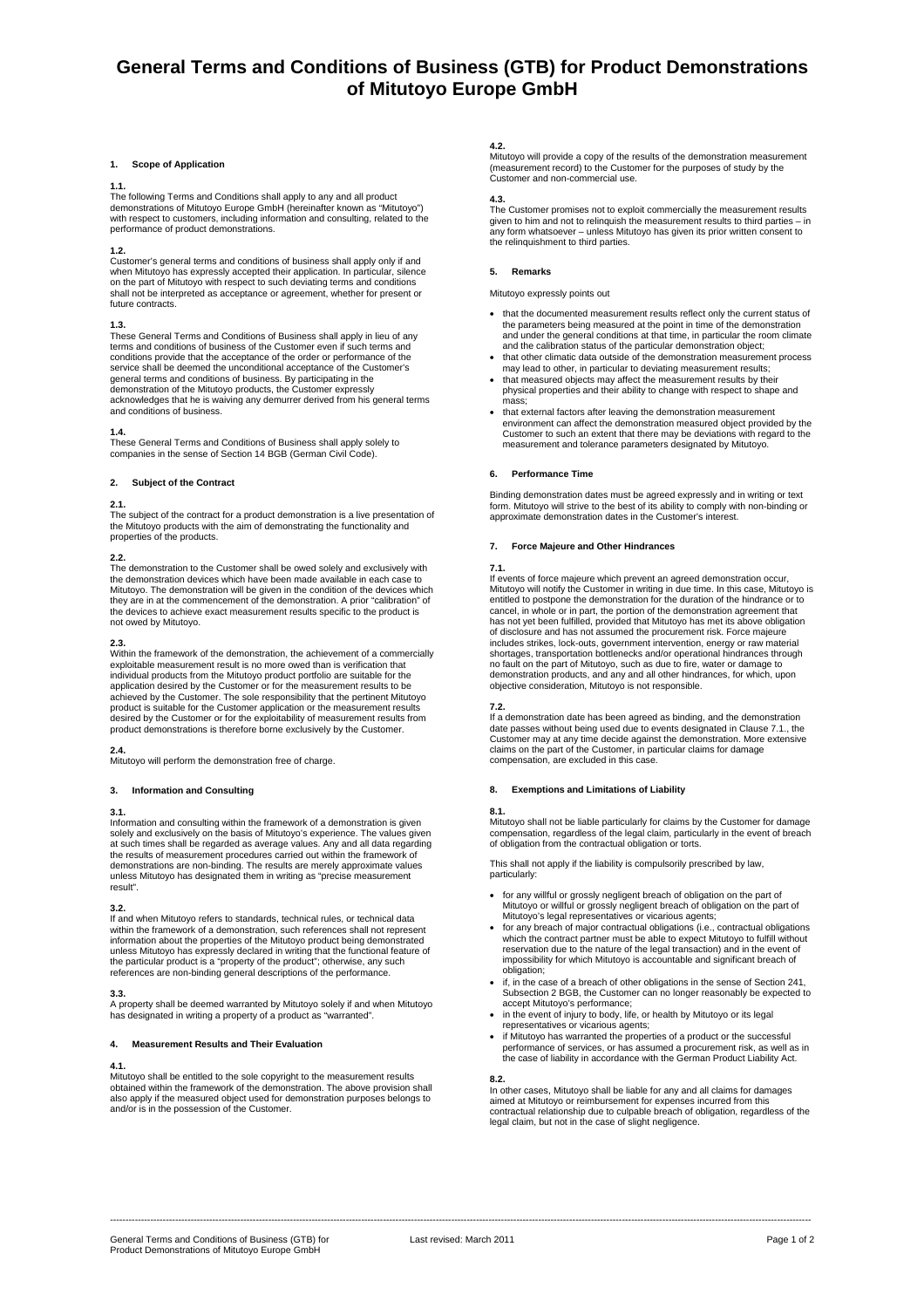# General Terms and Conditions of Business (GTB) for Product Demonstrations of Mitutoyo Europe GmbH

## 1. Scope of Application

**1.1.**
The following Terms and Conditions shall apply to any and all product demonstrations of Mitutoyo Europe GmbH (hereinafter known as "Mitutoyo") with respect to customers, including information and consulting, related to the performance of product demonstrations.

**1.2.**
Customer's general terms and conditions of business shall apply only if and when Mitutoyo has expressly accepted their application. In particular, silence on the part of Mitutoyo with respect to such deviating terms and conditions shall not be interpreted as acceptance or agreement, whether for present or future contracts.

**1.3.**
These General Terms and Conditions of Business shall apply in lieu of any terms and conditions of business of the Customer even if such terms and conditions provide that the acceptance of the order or performance of the service shall be deemed the unconditional acceptance of the Customer's general terms and conditions of business. By participating in the demonstration of the Mitutoyo products, the Customer expressly acknowledges that he is waiving any demurrer derived from his general terms and conditions of business.

**1.4.**
These General Terms and Conditions of Business shall apply solely to companies in the sense of Section 14 BGB (German Civil Code).

## 2. Subject of the Contract

**2.1.**
The subject of the contract for a product demonstration is a live presentation of the Mitutoyo products with the aim of demonstrating the functionality and properties of the products.

**2.2.**
The demonstration to the Customer shall be owed solely and exclusively with the demonstration devices which have been made available in each case to Mitutoyo. The demonstration will be given in the condition of the devices which they are in at the commencement of the demonstration. A prior "calibration" of the devices to achieve exact measurement results specific to the product is not owed by Mitutoyo.

**2.3.**
Within the framework of the demonstration, the achievement of a commercially exploitable measurement result is no more owed than is verification that individual products from the Mitutoyo product portfolio are suitable for the application desired by the Customer or for the measurement results to be achieved by the Customer. The sole responsibility that the pertinent Mitutoyo product is suitable for the Customer application or the measurement results desired by the Customer or for the exploitability of measurement results from product demonstrations is therefore borne exclusively by the Customer.

**2.4.**
Mitutoyo will perform the demonstration free of charge.

## 3. Information and Consulting

**3.1.**
Information and consulting within the framework of a demonstration is given solely and exclusively on the basis of Mitutoyo's experience. The values given at such times shall be regarded as average values. Any and all data regarding the results of measurement procedures carried out within the framework of demonstrations are non-binding. The results are merely approximate values unless Mitutoyo has designated them in writing as "precise measurement result".

**3.2.**
If and when Mitutoyo refers to standards, technical rules, or technical data within the framework of a demonstration, such references shall not represent information about the properties of the Mitutoyo product being demonstrated unless Mitutoyo has expressly declared in writing that the functional feature of the particular product is a "property of the product"; otherwise, any such references are non-binding general descriptions of the performance.

**3.3.**
A property shall be deemed warranted by Mitutoyo solely if and when Mitutoyo has designated in writing a property of a product as "warranted".

## 4. Measurement Results and Their Evaluation

**4.1.**
Mitutoyo shall be entitled to the sole copyright to the measurement results obtained within the framework of the demonstration. The above provision shall also apply if the measured object used for demonstration purposes belongs to and/or is in the possession of the Customer.

**4.2.**
Mitutoyo will provide a copy of the results of the demonstration measurement (measurement record) to the Customer for the purposes of study by the Customer and non-commercial use.

**4.3.**
The Customer promises not to exploit commercially the measurement results given to him and not to relinquish the measurement results to third parties – in any form whatsoever – unless Mitutoyo has given its prior written consent to the relinquishment to third parties.

## 5. Remarks

Mitutoyo expressly points out

- that the documented measurement results reflect only the current status of the parameters being measured at the point in time of the demonstration and under the general conditions at that time, in particular the room climate and the calibration status of the particular demonstration object;
- that other climatic data outside of the demonstration measurement process may lead to other, in particular to deviating measurement results;
- that measured objects may affect the measurement results by their physical properties and their ability to change with respect to shape and mass;
- that external factors after leaving the demonstration measurement environment can affect the demonstration measured object provided by the Customer to such an extent that there may be deviations with regard to the measurement and tolerance parameters designated by Mitutoyo.

## 6. Performance Time

Binding demonstration dates must be agreed expressly and in writing or text form. Mitutoyo will strive to the best of its ability to comply with non-binding or approximate demonstration dates in the Customer's interest.

## 7. Force Majeure and Other Hindrances

**7.1.**
If events of force majeure which prevent an agreed demonstration occur, Mitutoyo will notify the Customer in writing in due time. In this case, Mitutoyo is entitled to postpone the demonstration for the duration of the hindrance or to cancel, in whole or in part, the portion of the demonstration agreement that has not yet been fulfilled, provided that Mitutoyo has met its above obligation of disclosure and has not assumed the procurement risk. Force majeure includes strikes, lock-outs, government intervention, energy or raw material shortages, transportation bottlenecks and/or operational hindrances through no fault on the part of Mitutoyo, such as due to fire, water or damage to demonstration products, and any and all other hindrances, for which, upon objective consideration, Mitutoyo is not responsible.

**7.2.**
If a demonstration date has been agreed as binding, and the demonstration date passes without being used due to events designated in Clause 7.1., the Customer may at any time decide against the demonstration. More extensive claims on the part of the Customer, in particular claims for damage compensation, are excluded in this case.

## 8. Exemptions and Limitations of Liability

**8.1.**
Mitutoyo shall not be liable particularly for claims by the Customer for damage compensation, regardless of the legal claim, particularly in the event of breach of obligation from the contractual obligation or torts.

This shall not apply if the liability is compulsorily prescribed by law, particularly:

- for any willful or grossly negligent breach of obligation on the part of Mitutoyo or willful or grossly negligent breach of obligation on the part of Mitutoyo's legal representatives or vicarious agents;
- for any breach of major contractual obligations (i.e., contractual obligations which the contract partner must be able to expect Mitutoyo to fulfill without reservation due to the nature of the legal transaction) and in the event of impossibility for which Mitutoyo is accountable and significant breach of obligation;
- if, in the case of a breach of other obligations in the sense of Section 241, Subsection 2 BGB, the Customer can no longer reasonably be expected to accept Mitutoyo's performance;
- in the event of injury to body, life, or health by Mitutoyo or its legal representatives or vicarious agents;
- if Mitutoyo has warranted the properties of a product or the successful performance of services, or has assumed a procurement risk, as well as in the case of liability in accordance with the German Product Liability Act.

**8.2.**
In other cases, Mitutoyo shall be liable for any and all claims for damages aimed at Mitutoyo or reimbursement for expenses incurred from this contractual relationship due to culpable breach of obligation, regardless of the legal claim, but not in the case of slight negligence.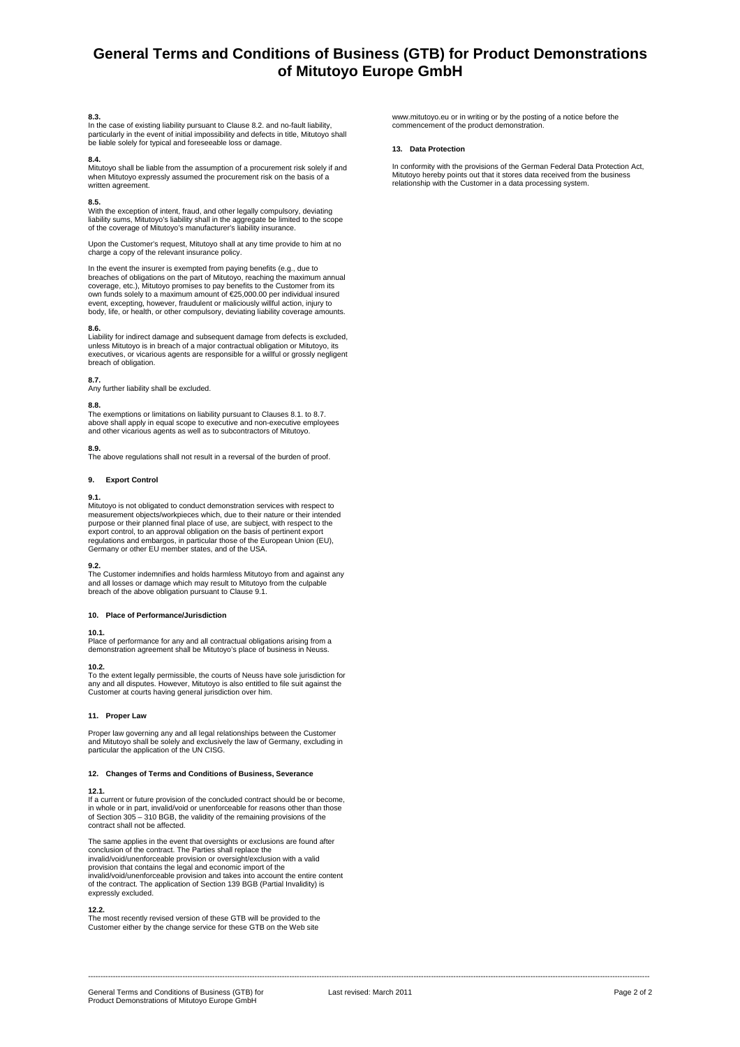# General Terms and Conditions of Business (GTB) for Product Demonstrations of Mitutoyo Europe GmbH

**8.3.**
In the case of existing liability pursuant to Clause 8.2. and no-fault liability, particularly in the event of initial impossibility and defects in title, Mitutoyo shall be liable solely for typical and foreseeable loss or damage.

**8.4.**
Mitutoyo shall be liable from the assumption of a procurement risk solely if and when Mitutoyo expressly assumed the procurement risk on the basis of a written agreement.

**8.5.**
With the exception of intent, fraud, and other legally compulsory, deviating liability sums, Mitutoyo's liability shall in the aggregate be limited to the scope of the coverage of Mitutoyo's manufacturer's liability insurance.

Upon the Customer's request, Mitutoyo shall at any time provide to him at no charge a copy of the relevant insurance policy.

In the event the insurer is exempted from paying benefits (e.g., due to breaches of obligations on the part of Mitutoyo, reaching the maximum annual coverage, etc.), Mitutoyo promises to pay benefits to the Customer from its own funds solely to a maximum amount of €25,000.00 per individual insured event, excepting, however, fraudulent or maliciously willful action, injury to body, life, or health, or other compulsory, deviating liability coverage amounts.

**8.6.**
Liability for indirect damage and subsequent damage from defects is excluded, unless Mitutoyo is in breach of a major contractual obligation or Mitutoyo, its executives, or vicarious agents are responsible for a willful or grossly negligent breach of obligation.

**8.7.**
Any further liability shall be excluded.

**8.8.**
The exemptions or limitations on liability pursuant to Clauses 8.1. to 8.7. above shall apply in equal scope to executive and non-executive employees and other vicarious agents as well as to subcontractors of Mitutoyo.

**8.9.**
The above regulations shall not result in a reversal of the burden of proof.

## 9. Export Control

**9.1.**
Mitutoyo is not obligated to conduct demonstration services with respect to measurement objects/workpieces which, due to their nature or their intended purpose or their planned final place of use, are subject, with respect to the export control, to an approval obligation on the basis of pertinent export regulations and embargos, in particular those of the European Union (EU), Germany or other EU member states, and of the USA.

**9.2.**
The Customer indemnifies and holds harmless Mitutoyo from and against any and all losses or damage which may result to Mitutoyo from the culpable breach of the above obligation pursuant to Clause 9.1.

## 10. Place of Performance/Jurisdiction

**10.1.**
Place of performance for any and all contractual obligations arising from a demonstration agreement shall be Mitutoyo's place of business in Neuss.

**10.2.**
To the extent legally permissible, the courts of Neuss have sole jurisdiction for any and all disputes. However, Mitutoyo is also entitled to file suit against the Customer at courts having general jurisdiction over him.

## 11. Proper Law

Proper law governing any and all legal relationships between the Customer and Mitutoyo shall be solely and exclusively the law of Germany, excluding in particular the application of the UN CISG.

## 12. Changes of Terms and Conditions of Business, Severance

**12.1.**
If a current or future provision of the concluded contract should be or become, in whole or in part, invalid/void or unenforceable for reasons other than those of Section 305 – 310 BGB, the validity of the remaining provisions of the contract shall not be affected.

The same applies in the event that oversights or exclusions are found after conclusion of the contract. The Parties shall replace the invalid/void/unenforceable provision or oversight/exclusion with a valid provision that contains the legal and economic import of the invalid/void/unenforceable provision and takes into account the entire content of the contract. The application of Section 139 BGB (Partial Invalidity) is expressly excluded.

**12.2.**
The most recently revised version of these GTB will be provided to the Customer either by the change service for these GTB on the Web site www.mitutoyo.eu or in writing or by the posting of a notice before the commencement of the product demonstration.

## 13. Data Protection

In conformity with the provisions of the German Federal Data Protection Act, Mitutoyo hereby points out that it stores data received from the business relationship with the Customer in a data processing system.